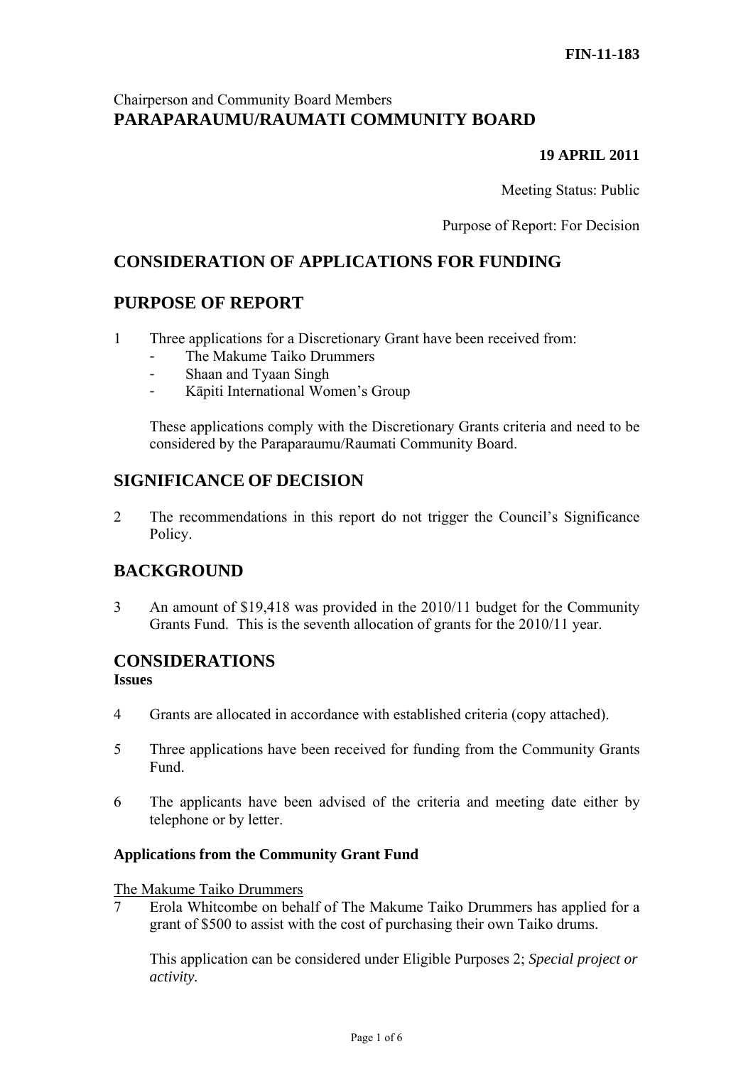FIN-11-183

Chairperson and Community Board Members
**PARAPARAUMU/RAUMATI COMMUNITY BOARD**

**19 APRIL 2011**

Meeting Status: Public

Purpose of Report: For Decision

## CONSIDERATION OF APPLICATIONS FOR FUNDING

## PURPOSE OF REPORT

1 Three applications for a Discretionary Grant have been received from:
- The Makume Taiko Drummers
- Shaan and Tyaan Singh
- Kāpiti International Women's Group

These applications comply with the Discretionary Grants criteria and need to be considered by the Paraparaumu/Raumati Community Board.

## SIGNIFICANCE OF DECISION

2 The recommendations in this report do not trigger the Council's Significance Policy.

## BACKGROUND

3 An amount of $19,418 was provided in the 2010/11 budget for the Community Grants Fund. This is the seventh allocation of grants for the 2010/11 year.

## CONSIDERATIONS

**Issues**

4 Grants are allocated in accordance with established criteria (copy attached).

5 Three applications have been received for funding from the Community Grants Fund.

6 The applicants have been advised of the criteria and meeting date either by telephone or by letter.

**Applications from the Community Grant Fund**

The Makume Taiko Drummers

7 Erola Whitcombe on behalf of The Makume Taiko Drummers has applied for a grant of $500 to assist with the cost of purchasing their own Taiko drums.

This application can be considered under Eligible Purposes 2; *Special project or activity.*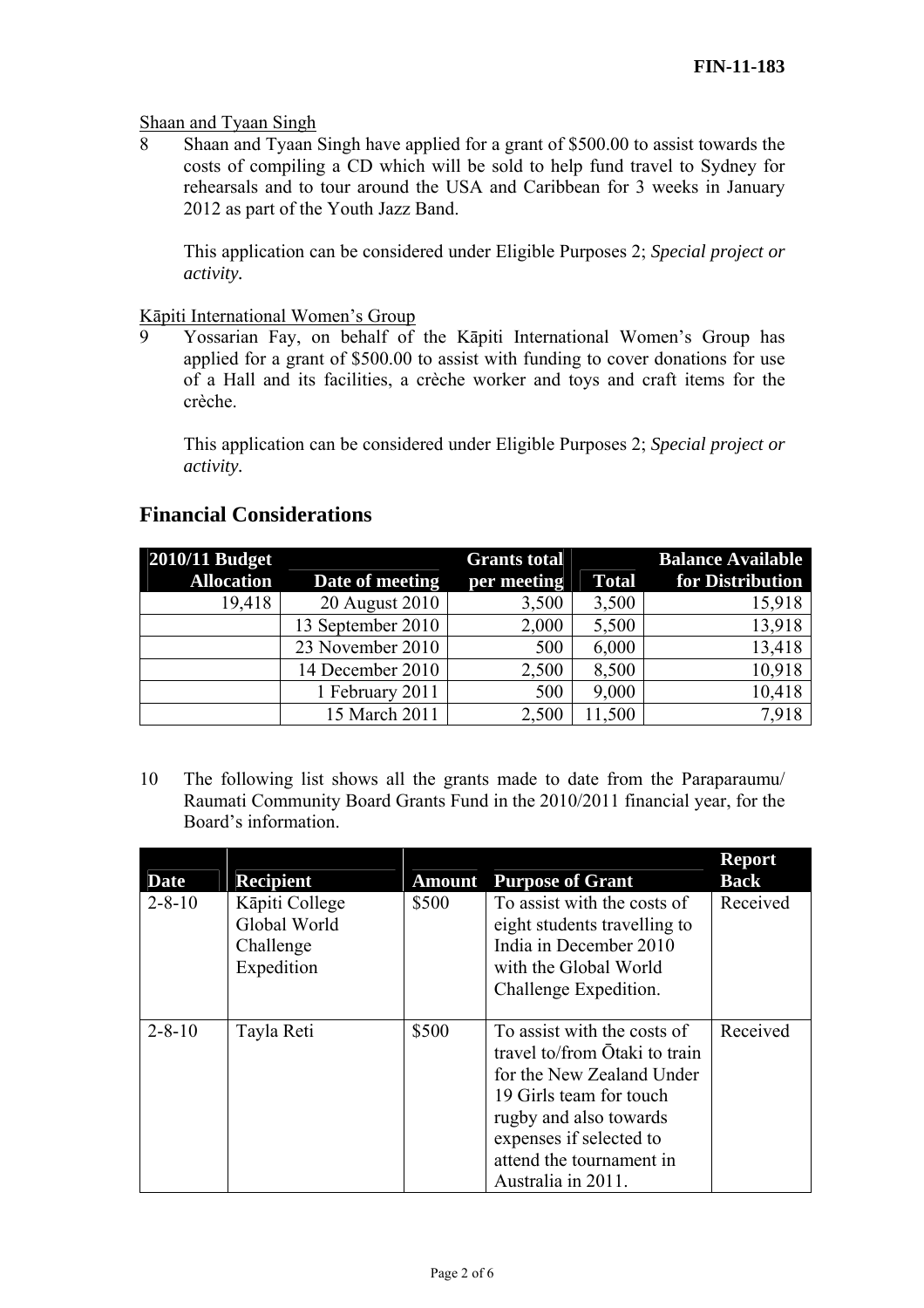Shaan and Tyaan Singh

8 Shaan and Tyaan Singh have applied for a grant of $500.00 to assist towards the costs of compiling a CD which will be sold to help fund travel to Sydney for rehearsals and to tour around the USA and Caribbean for 3 weeks in January 2012 as part of the Youth Jazz Band.

This application can be considered under Eligible Purposes 2; *Special project or activity.*

Kāpiti International Women's Group

9 Yossarian Fay, on behalf of the Kāpiti International Women's Group has applied for a grant of $500.00 to assist with funding to cover donations for use of a Hall and its facilities, a crèche worker and toys and craft items for the crèche.

This application can be considered under Eligible Purposes 2; *Special project or activity.*

## Financial Considerations

| 2010/11 Budget Allocation | Date of meeting | Grants total per meeting | Total | Balance Available for Distribution |
|---|---|---|---|---|
| 19,418 | 20 August 2010 | 3,500 | 3,500 | 15,918 |
| | 13 September 2010 | 2,000 | 5,500 | 13,918 |
| | 23 November 2010 | 500 | 6,000 | 13,418 |
| | 14 December 2010 | 2,500 | 8,500 | 10,918 |
| | 1 February 2011 | 500 | 9,000 | 10,418 |
| | 15 March 2011 | 2,500 | 11,500 | 7,918 |

10 The following list shows all the grants made to date from the Paraparaumu/ Raumati Community Board Grants Fund in the 2010/2011 financial year, for the Board's information.

| Date | Recipient | Amount | Purpose of Grant | Report Back |
|---|---|---|---|---|
| 2-8-10 | Kāpiti College Global World Challenge Expedition | $500 | To assist with the costs of eight students travelling to India in December 2010 with the Global World Challenge Expedition. | Received |
| 2-8-10 | Tayla Reti | $500 | To assist with the costs of travel to/from Ōtaki to train for the New Zealand Under 19 Girls team for touch rugby and also towards expenses if selected to attend the tournament in Australia in 2011. | Received |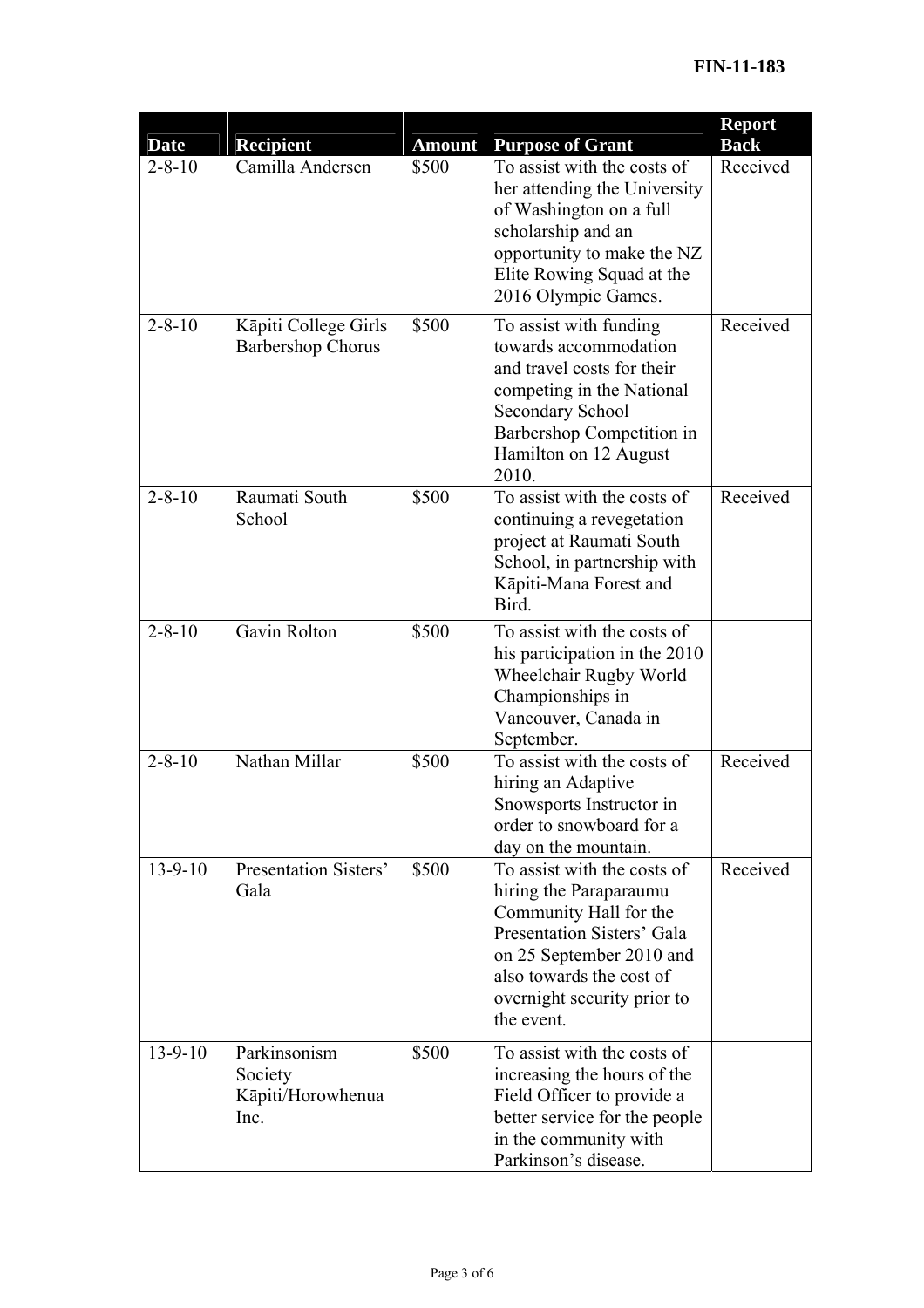**FIN-11-183**

| Date | Recipient | Amount | Purpose of Grant | Report Back |
|---|---|---|---|---|
| 2-8-10 | Camilla Andersen | \$500 | To assist with the costs of her attending the University of Washington on a full scholarship and an opportunity to make the NZ Elite Rowing Squad at the 2016 Olympic Games. | Received |
| 2-8-10 | Kāpiti College Girls Barbershop Chorus | \$500 | To assist with funding towards accommodation and travel costs for their competing in the National Secondary School Barbershop Competition in Hamilton on 12 August 2010. | Received |
| 2-8-10 | Raumati South School | \$500 | To assist with the costs of continuing a revegetation project at Raumati South School, in partnership with Kāpiti-Mana Forest and Bird. | Received |
| 2-8-10 | Gavin Rolton | \$500 | To assist with the costs of his participation in the 2010 Wheelchair Rugby World Championships in Vancouver, Canada in September. | |
| 2-8-10 | Nathan Millar | \$500 | To assist with the costs of hiring an Adaptive Snowsports Instructor in order to snowboard for a day on the mountain. | Received |
| 13-9-10 | Presentation Sisters' Gala | \$500 | To assist with the costs of hiring the Paraparaumu Community Hall for the Presentation Sisters' Gala on 25 September 2010 and also towards the cost of overnight security prior to the event. | Received |
| 13-9-10 | Parkinsonism Society Kāpiti/Horowhenua Inc. | \$500 | To assist with the costs of increasing the hours of the Field Officer to provide a better service for the people in the community with Parkinson's disease. | |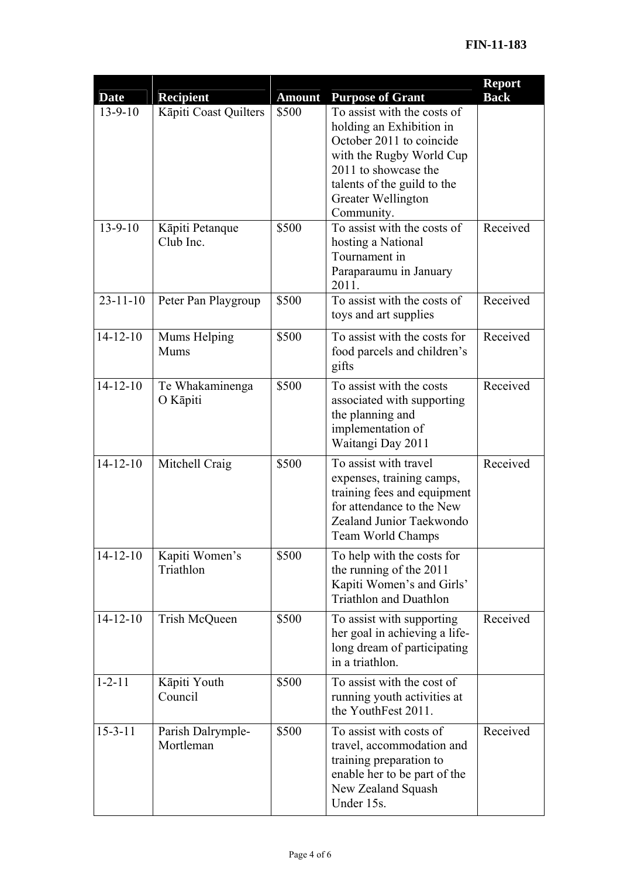| Date | Recipient | Amount | Purpose of Grant | Report Back |
|---|---|---|---|---|
| 13-9-10 | Kāpiti Coast Quilters | $500 | To assist with the costs of holding an Exhibition in October 2011 to coincide with the Rugby World Cup 2011 to showcase the talents of the guild to the Greater Wellington Community. | |
| 13-9-10 | Kāpiti Petanque Club Inc. | $500 | To assist with the costs of hosting a National Tournament in Paraparaumu in January 2011. | Received |
| 23-11-10 | Peter Pan Playgroup | $500 | To assist with the costs of toys and art supplies | Received |
| 14-12-10 | Mums Helping Mums | $500 | To assist with the costs for food parcels and children's gifts | Received |
| 14-12-10 | Te Whakaminenga O Kāpiti | $500 | To assist with the costs associated with supporting the planning and implementation of Waitangi Day 2011 | Received |
| 14-12-10 | Mitchell Craig | $500 | To assist with travel expenses, training camps, training fees and equipment for attendance to the New Zealand Junior Taekwondo Team World Champs | Received |
| 14-12-10 | Kapiti Women's Triathlon | $500 | To help with the costs for the running of the 2011 Kapiti Women's and Girls' Triathlon and Duathlon | |
| 14-12-10 | Trish McQueen | $500 | To assist with supporting her goal in achieving a life-long dream of participating in a triathlon. | Received |
| 1-2-11 | Kāpiti Youth Council | $500 | To assist with the cost of running youth activities at the YouthFest 2011. | |
| 15-3-11 | Parish Dalrymple-Mortleman | $500 | To assist with costs of travel, accommodation and training preparation to enable her to be part of the New Zealand Squash Under 15s. | Received |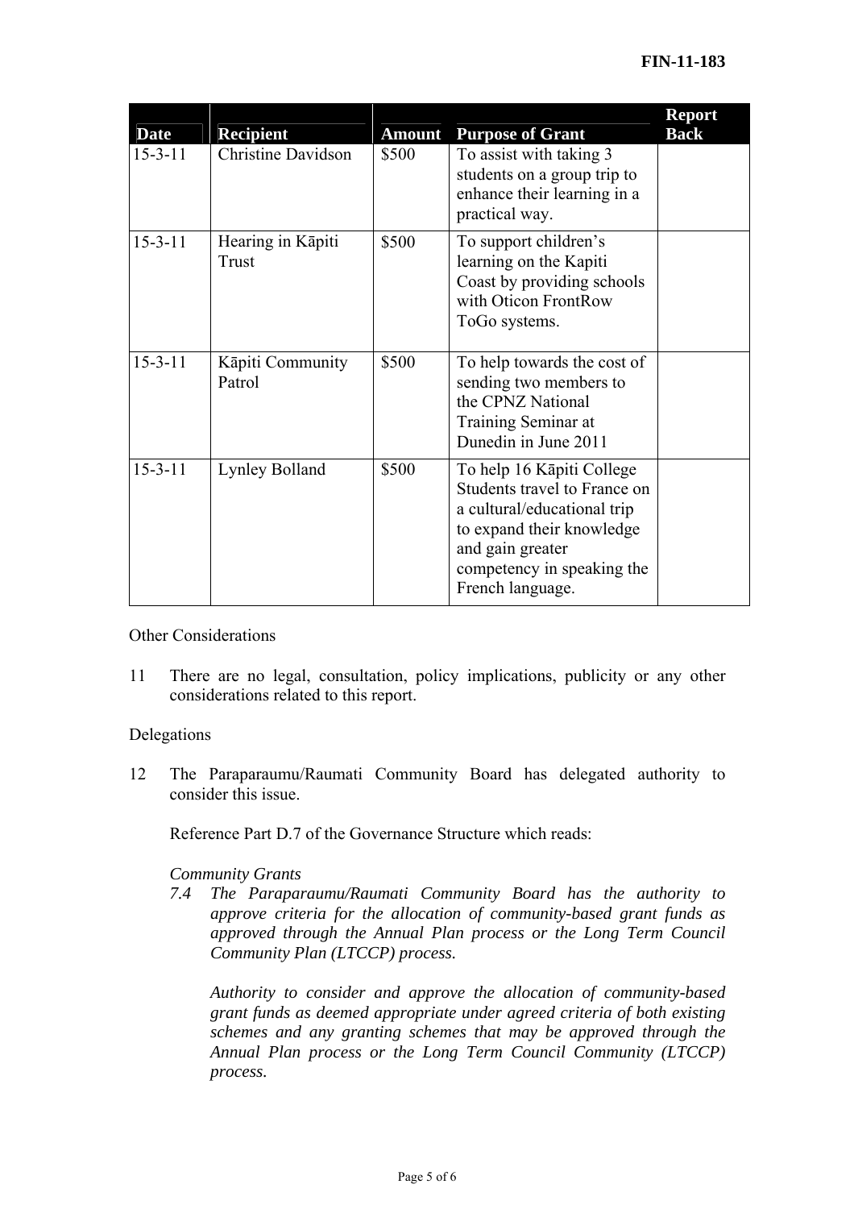| Date | Recipient | Amount | Purpose of Grant | Report Back |
|---|---|---|---|---|
| 15-3-11 | Christine Davidson | \$500 | To assist with taking 3 students on a group trip to enhance their learning in a practical way. | |
| 15-3-11 | Hearing in Kāpiti Trust | \$500 | To support children's learning on the Kapiti Coast by providing schools with Oticon FrontRow ToGo systems. | |
| 15-3-11 | Kāpiti Community Patrol | \$500 | To help towards the cost of sending two members to the CPNZ National Training Seminar at Dunedin in June 2011 | |
| 15-3-11 | Lynley Bolland | \$500 | To help 16 Kāpiti College Students travel to France on a cultural/educational trip to expand their knowledge and gain greater competency in speaking the French language. | |

Other Considerations

11 There are no legal, consultation, policy implications, publicity or any other considerations related to this report.

Delegations

12 The Paraparaumu/Raumati Community Board has delegated authority to consider this issue.

Reference Part D.7 of the Governance Structure which reads:

*Community Grants*

*7.4 The Paraparaumu/Raumati Community Board has the authority to approve criteria for the allocation of community-based grant funds as approved through the Annual Plan process or the Long Term Council Community Plan (LTCCP) process.*

*Authority to consider and approve the allocation of community-based grant funds as deemed appropriate under agreed criteria of both existing schemes and any granting schemes that may be approved through the Annual Plan process or the Long Term Council Community (LTCCP) process.*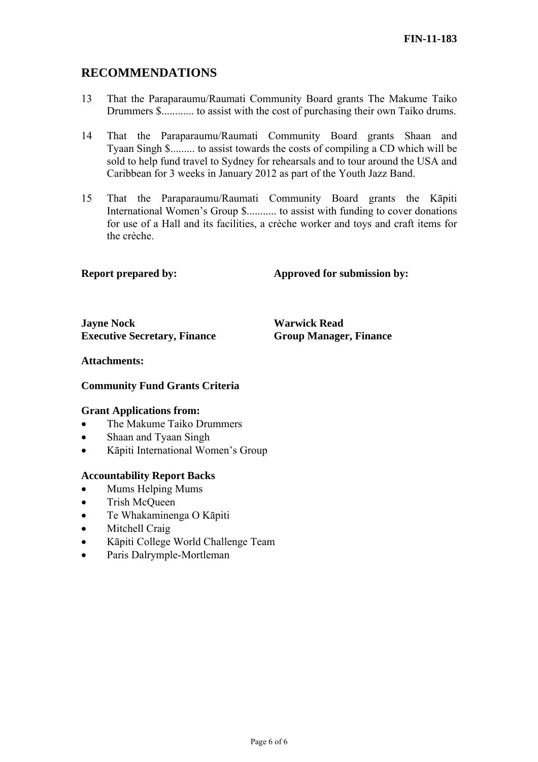## RECOMMENDATIONS

13 That the Paraparaumu/Raumati Community Board grants The Makume Taiko Drummers $............ to assist with the cost of purchasing their own Taiko drums.

14 That the Paraparaumu/Raumati Community Board grants Shaan and Tyaan Singh $......... to assist towards the costs of compiling a CD which will be sold to help fund travel to Sydney for rehearsals and to tour around the USA and Caribbean for 3 weeks in January 2012 as part of the Youth Jazz Band.

15 That the Paraparaumu/Raumati Community Board grants the Kāpiti International Women's Group $........... to assist with funding to cover donations for use of a Hall and its facilities, a crèche worker and toys and craft items for the crèche.

| | |
|---|---|
| **Report prepared by:** | **Approved for submission by:** |
| **Jayne Nock** | **Warwick Read** |
| **Executive Secretary, Finance** | **Group Manager, Finance** |

**Attachments:**

**Community Fund Grants Criteria**

**Grant Applications from:**

- The Makume Taiko Drummers
- Shaan and Tyaan Singh
- Kāpiti International Women's Group

**Accountability Report Backs**

- Mums Helping Mums
- Trish McQueen
- Te Whakaminenga O Kāpiti
- Mitchell Craig
- Kāpiti College World Challenge Team
- Paris Dalrymple-Mortleman